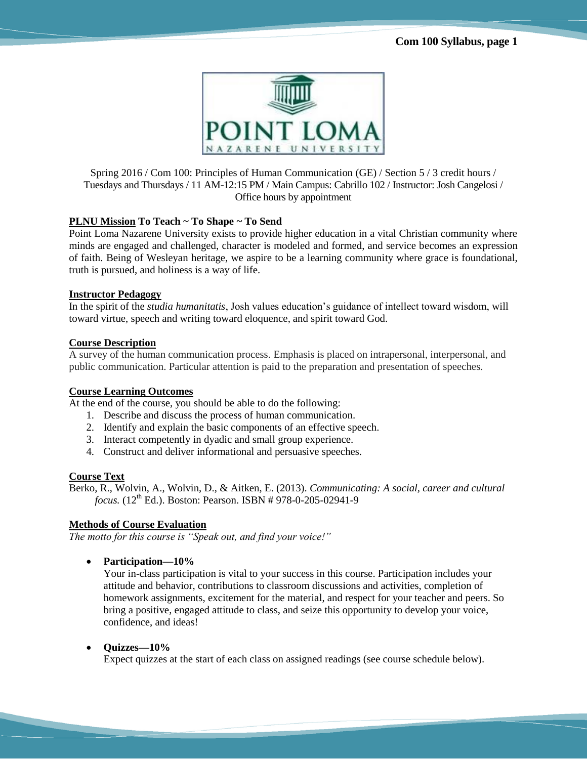Spring 2016 / Com 100: Principles of Human Communication (GE) / Section 5 / 3 credit hours / Tuesdays and Thursdays / 11 AM-12:15 PM / Main Campus: Cabrillo 102 / Instructor: Josh Cangelosi / Office hours by appointment

## PLNU Mission To Teach ~ To Shape ~ To Send

Point Loma Nazarene University exists to provide higher education in a vital Christian community where minds are engaged and challenged, character is modeled and formed, and service becomes an expression of faith. Being of Wesleyan heritage, we aspire to be a learning community where grace is foundational, truth is pursued, and holiness is a way of life.

## Instructor Pedagogy

In the spirit of the *studia humanitatis*, Josh values education's guidance of intellect toward wisdom, will toward virtue, speech and writing toward eloquence, and spirit toward God.

## Course Description

A survey of the human communication process. Emphasis is placed on intrapersonal, interpersonal, and public communication. Particular attention is paid to the preparation and presentation of speeches.

## Course Learning Outcomes

At the end of the course, you should be able to do the following:

1. Describe and discuss the process of human communication.
2. Identify and explain the basic components of an effective speech.
3. Interact competently in dyadic and small group experience.
4. Construct and deliver informational and persuasive speeches.

## Course Text

Berko, R., Wolvin, A., Wolvin, D., & Aitken, E. (2013). *Communicating: A social, career and cultural focus.* (12th Ed.). Boston: Pearson. ISBN # 978-0-205-02941-9

## Methods of Course Evaluation

*The motto for this course is "Speak out, and find your voice!"*

- **Participation—10%**
  Your in-class participation is vital to your success in this course. Participation includes your attitude and behavior, contributions to classroom discussions and activities, completion of homework assignments, excitement for the material, and respect for your teacher and peers. So bring a positive, engaged attitude to class, and seize this opportunity to develop your voice, confidence, and ideas!

- **Quizzes—10%**
  Expect quizzes at the start of each class on assigned readings (see course schedule below).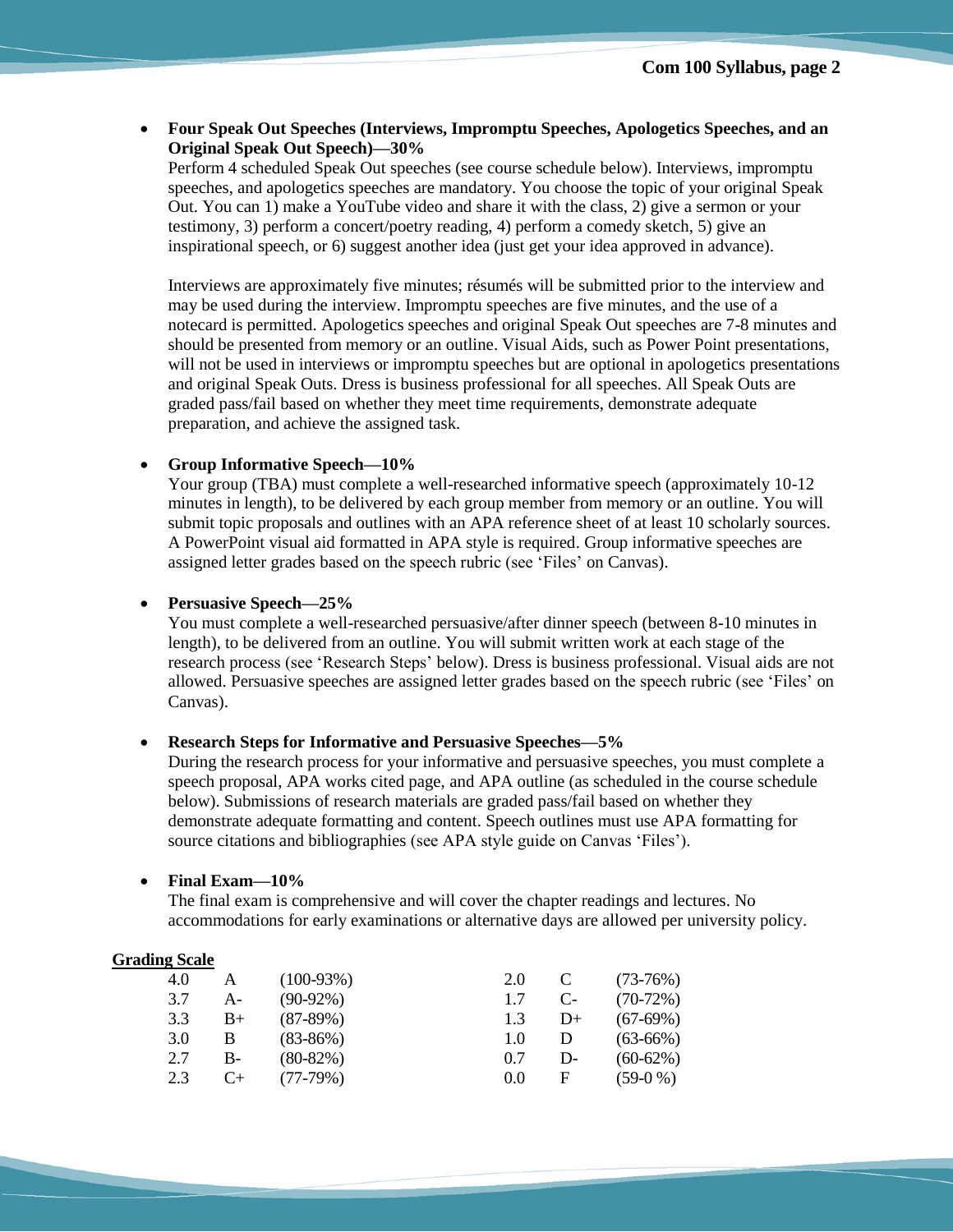- **Four Speak Out Speeches (Interviews, Impromptu Speeches, Apologetics Speeches, and an Original Speak Out Speech)—30%**
  Perform 4 scheduled Speak Out speeches (see course schedule below). Interviews, impromptu speeches, and apologetics speeches are mandatory. You choose the topic of your original Speak Out. You can 1) make a YouTube video and share it with the class, 2) give a sermon or your testimony, 3) perform a concert/poetry reading, 4) perform a comedy sketch, 5) give an inspirational speech, or 6) suggest another idea (just get your idea approved in advance).

  Interviews are approximately five minutes; résumés will be submitted prior to the interview and may be used during the interview. Impromptu speeches are five minutes, and the use of a notecard is permitted. Apologetics speeches and original Speak Out speeches are 7-8 minutes and should be presented from memory or an outline. Visual Aids, such as Power Point presentations, will not be used in interviews or impromptu speeches but are optional in apologetics presentations and original Speak Outs. Dress is business professional for all speeches. All Speak Outs are graded pass/fail based on whether they meet time requirements, demonstrate adequate preparation, and achieve the assigned task.

- **Group Informative Speech—10%**
  Your group (TBA) must complete a well-researched informative speech (approximately 10-12 minutes in length), to be delivered by each group member from memory or an outline. You will submit topic proposals and outlines with an APA reference sheet of at least 10 scholarly sources. A PowerPoint visual aid formatted in APA style is required. Group informative speeches are assigned letter grades based on the speech rubric (see 'Files' on Canvas).

- **Persuasive Speech—25%**
  You must complete a well-researched persuasive/after dinner speech (between 8-10 minutes in length), to be delivered from an outline. You will submit written work at each stage of the research process (see 'Research Steps' below). Dress is business professional. Visual aids are not allowed. Persuasive speeches are assigned letter grades based on the speech rubric (see 'Files' on Canvas).

- **Research Steps for Informative and Persuasive Speeches—5%**
  During the research process for your informative and persuasive speeches, you must complete a speech proposal, APA works cited page, and APA outline (as scheduled in the course schedule below). Submissions of research materials are graded pass/fail based on whether they demonstrate adequate formatting and content. Speech outlines must use APA formatting for source citations and bibliographies (see APA style guide on Canvas 'Files').

- **Final Exam—10%**
  The final exam is comprehensive and will cover the chapter readings and lectures. No accommodations for early examinations or alternative days are allowed per university policy.

**Grading Scale**

| | | | | | |
|---|---|---|---|---|---|
| 4.0 | A | (100-93%) | 2.0 | C | (73-76%) |
| 3.7 | A- | (90-92%) | 1.7 | C- | (70-72%) |
| 3.3 | B+ | (87-89%) | 1.3 | D+ | (67-69%) |
| 3.0 | B | (83-86%) | 1.0 | D | (63-66%) |
| 2.7 | B- | (80-82%) | 0.7 | D- | (60-62%) |
| 2.3 | C+ | (77-79%) | 0.0 | F | (59-0 %) |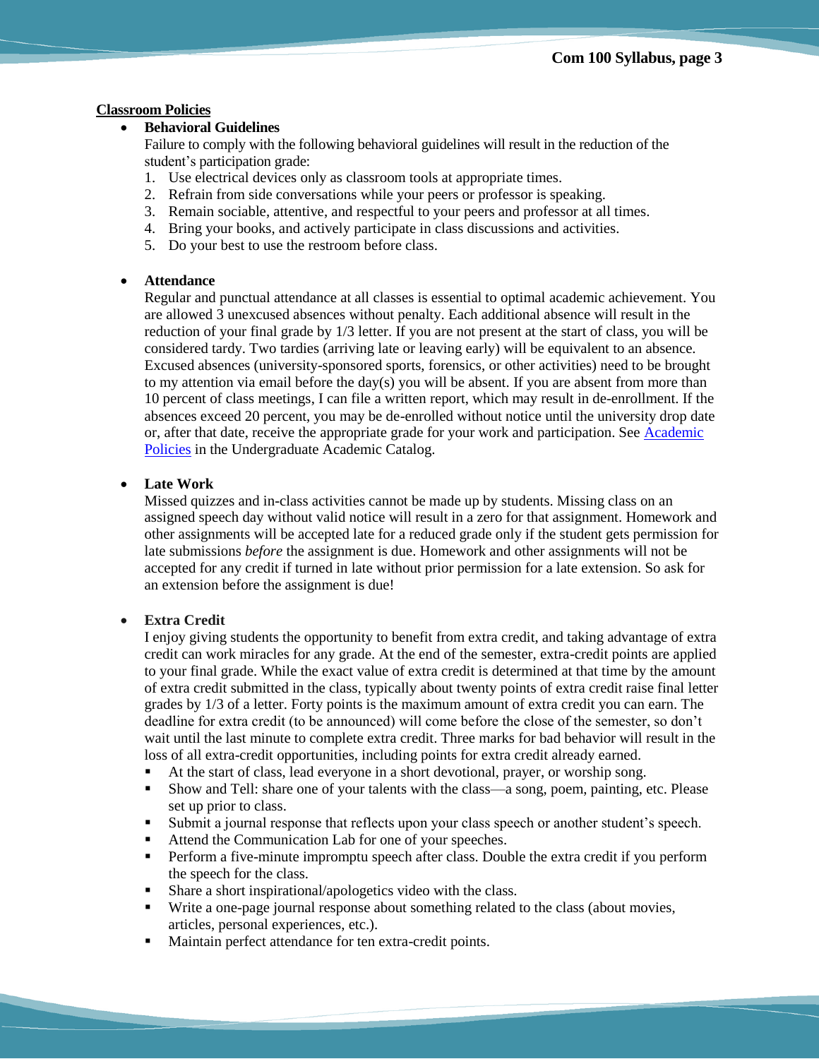## Classroom Policies

- **Behavioral Guidelines**

  Failure to comply with the following behavioral guidelines will result in the reduction of the student's participation grade:

  1. Use electrical devices only as classroom tools at appropriate times.
  2. Refrain from side conversations while your peers or professor is speaking.
  3. Remain sociable, attentive, and respectful to your peers and professor at all times.
  4. Bring your books, and actively participate in class discussions and activities.
  5. Do your best to use the restroom before class.

- **Attendance**

  Regular and punctual attendance at all classes is essential to optimal academic achievement. You are allowed 3 unexcused absences without penalty. Each additional absence will result in the reduction of your final grade by 1/3 letter. If you are not present at the start of class, you will be considered tardy. Two tardies (arriving late or leaving early) will be equivalent to an absence. Excused absences (university-sponsored sports, forensics, or other activities) need to be brought to my attention via email before the day(s) you will be absent. If you are absent from more than 10 percent of class meetings, I can file a written report, which may result in de-enrollment. If the absences exceed 20 percent, you may be de-enrolled without notice until the university drop date or, after that date, receive the appropriate grade for your work and participation. See [Academic Policies] in the Undergraduate Academic Catalog.

- **Late Work**

  Missed quizzes and in-class activities cannot be made up by students. Missing class on an assigned speech day without valid notice will result in a zero for that assignment. Homework and other assignments will be accepted late for a reduced grade only if the student gets permission for late submissions *before* the assignment is due. Homework and other assignments will not be accepted for any credit if turned in late without prior permission for a late extension. So ask for an extension before the assignment is due!

- **Extra Credit**

  I enjoy giving students the opportunity to benefit from extra credit, and taking advantage of extra credit can work miracles for any grade. At the end of the semester, extra-credit points are applied to your final grade. While the exact value of extra credit is determined at that time by the amount of extra credit submitted in the class, typically about twenty points of extra credit raise final letter grades by 1/3 of a letter. Forty points is the maximum amount of extra credit you can earn. The deadline for extra credit (to be announced) will come before the close of the semester, so don't wait until the last minute to complete extra credit. Three marks for bad behavior will result in the loss of all extra-credit opportunities, including points for extra credit already earned.

  - At the start of class, lead everyone in a short devotional, prayer, or worship song.
  - Show and Tell: share one of your talents with the class—a song, poem, painting, etc. Please set up prior to class.
  - Submit a journal response that reflects upon your class speech or another student's speech.
  - Attend the Communication Lab for one of your speeches.
  - Perform a five-minute impromptu speech after class. Double the extra credit if you perform the speech for the class.
  - Share a short inspirational/apologetics video with the class.
  - Write a one-page journal response about something related to the class (about movies, articles, personal experiences, etc.).
  - Maintain perfect attendance for ten extra-credit points.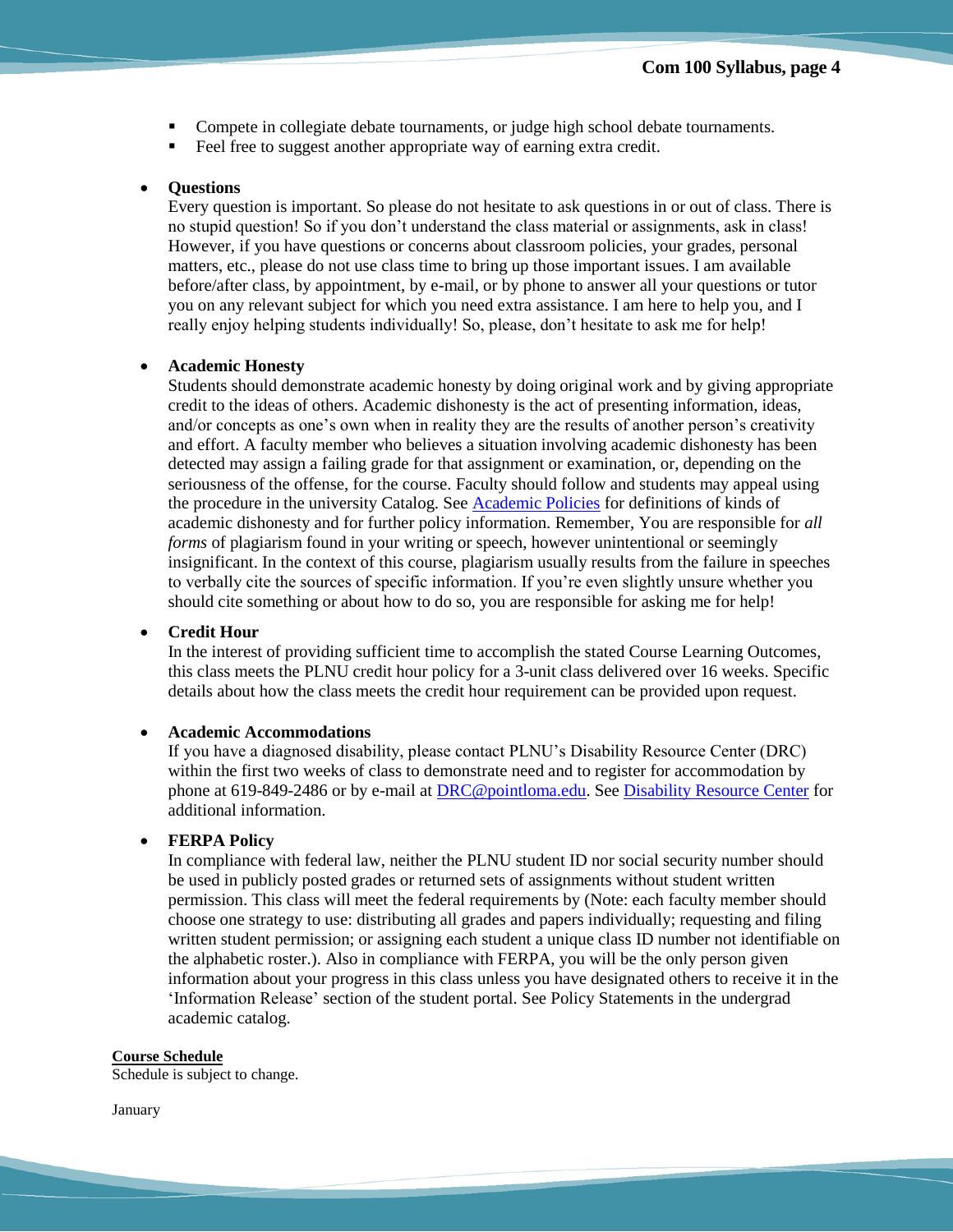- Compete in collegiate debate tournaments, or judge high school debate tournaments.
- Feel free to suggest another appropriate way of earning extra credit.

- **Questions**
  Every question is important. So please do not hesitate to ask questions in or out of class. There is no stupid question! So if you don't understand the class material or assignments, ask in class! However, if you have questions or concerns about classroom policies, your grades, personal matters, etc., please do not use class time to bring up those important issues. I am available before/after class, by appointment, by e-mail, or by phone to answer all your questions or tutor you on any relevant subject for which you need extra assistance. I am here to help you, and I really enjoy helping students individually! So, please, don't hesitate to ask me for help!

- **Academic Honesty**
  Students should demonstrate academic honesty by doing original work and by giving appropriate credit to the ideas of others. Academic dishonesty is the act of presenting information, ideas, and/or concepts as one's own when in reality they are the results of another person's creativity and effort. A faculty member who believes a situation involving academic dishonesty has been detected may assign a failing grade for that assignment or examination, or, depending on the seriousness of the offense, for the course. Faculty should follow and students may appeal using the procedure in the university Catalog. See Academic Policies for definitions of kinds of academic dishonesty and for further policy information. Remember, You are responsible for *all forms* of plagiarism found in your writing or speech, however unintentional or seemingly insignificant. In the context of this course, plagiarism usually results from the failure in speeches to verbally cite the sources of specific information. If you're even slightly unsure whether you should cite something or about how to do so, you are responsible for asking me for help!

- **Credit Hour**
  In the interest of providing sufficient time to accomplish the stated Course Learning Outcomes, this class meets the PLNU credit hour policy for a 3-unit class delivered over 16 weeks. Specific details about how the class meets the credit hour requirement can be provided upon request.

- **Academic Accommodations**
  If you have a diagnosed disability, please contact PLNU's Disability Resource Center (DRC) within the first two weeks of class to demonstrate need and to register for accommodation by phone at 619-849-2486 or by e-mail at DRC@pointloma.edu. See Disability Resource Center for additional information.

- **FERPA Policy**
  In compliance with federal law, neither the PLNU student ID nor social security number should be used in publicly posted grades or returned sets of assignments without student written permission. This class will meet the federal requirements by (Note: each faculty member should choose one strategy to use: distributing all grades and papers individually; requesting and filing written student permission; or assigning each student a unique class ID number not identifiable on the alphabetic roster.). Also in compliance with FERPA, you will be the only person given information about your progress in this class unless you have designated others to receive it in the 'Information Release' section of the student portal. See Policy Statements in the undergrad academic catalog.

**Course Schedule**

Schedule is subject to change.

January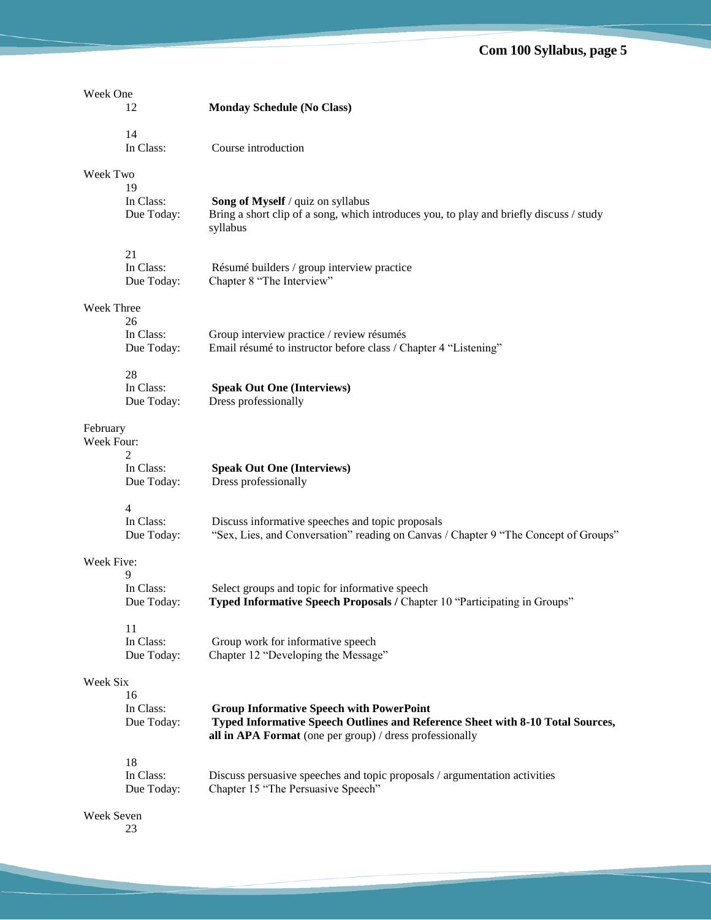Week One

12 — **Monday Schedule (No Class)**

14
- In Class: Course introduction

Week Two

19
- In Class: **Song of Myself** / quiz on syllabus
- Due Today: Bring a short clip of a song, which introduces you, to play and briefly discuss / study syllabus

21
- In Class: Résumé builders / group interview practice
- Due Today: Chapter 8 "The Interview"

Week Three

26
- In Class: Group interview practice / review résumés
- Due Today: Email résumé to instructor before class / Chapter 4 "Listening"

28
- In Class: **Speak Out One (Interviews)**
- Due Today: Dress professionally

February

Week Four:

2
- In Class: **Speak Out One (Interviews)**
- Due Today: Dress professionally

4
- In Class: Discuss informative speeches and topic proposals
- Due Today: "Sex, Lies, and Conversation" reading on Canvas / Chapter 9 "The Concept of Groups"

Week Five:

9
- In Class: Select groups and topic for informative speech
- Due Today: **Typed Informative Speech Proposals /** Chapter 10 "Participating in Groups"

11
- In Class: Group work for informative speech
- Due Today: Chapter 12 "Developing the Message"

Week Six

16
- In Class: **Group Informative Speech with PowerPoint**
- Due Today: **Typed Informative Speech Outlines and Reference Sheet with 8-10 Total Sources, all in APA Format** (one per group) / dress professionally

18
- In Class: Discuss persuasive speeches and topic proposals / argumentation activities
- Due Today: Chapter 15 "The Persuasive Speech"

Week Seven

23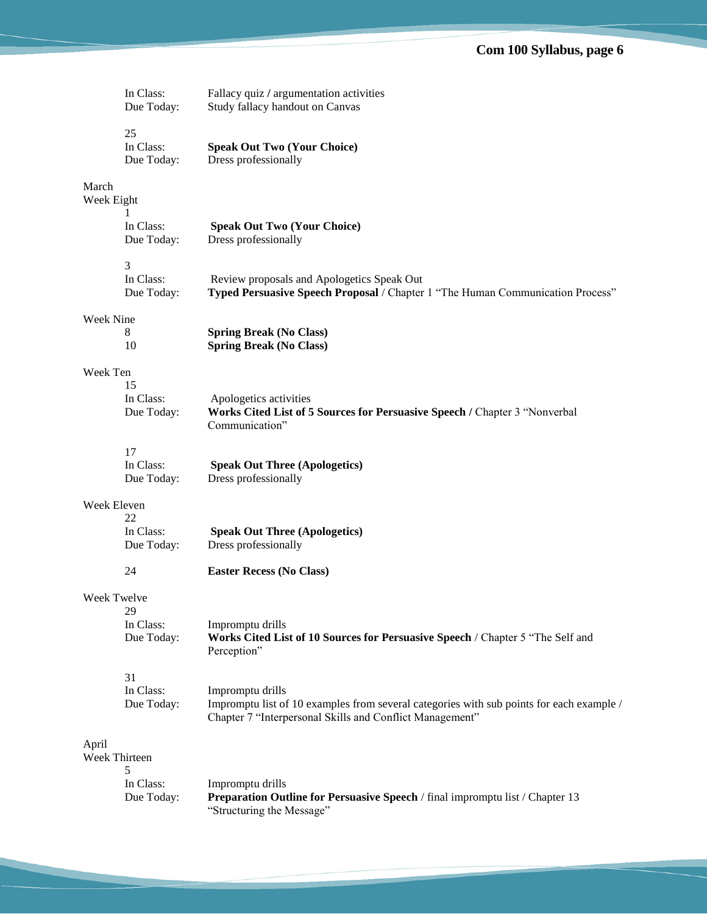In Class: Fallacy quiz / argumentation activities
Due Today: Study fallacy handout on Canvas

25
In Class: **Speak Out Two (Your Choice)**
Due Today: Dress professionally

March

Week Eight

1
In Class: **Speak Out Two (Your Choice)**
Due Today: Dress professionally

3
In Class: Review proposals and Apologetics Speak Out
Due Today: **Typed Persuasive Speech Proposal** / Chapter 1 "The Human Communication Process"

Week Nine

8 **Spring Break (No Class)**
10 **Spring Break (No Class)**

Week Ten

15
In Class: Apologetics activities
Due Today: **Works Cited List of 5 Sources for Persuasive Speech /** Chapter 3 "Nonverbal Communication"

17
In Class: **Speak Out Three (Apologetics)**
Due Today: Dress professionally

Week Eleven

22
In Class: **Speak Out Three (Apologetics)**
Due Today: Dress professionally

24 **Easter Recess (No Class)**

Week Twelve

29
In Class: Impromptu drills
Due Today: **Works Cited List of 10 Sources for Persuasive Speech** / Chapter 5 "The Self and Perception"

31
In Class: Impromptu drills
Due Today: Impromptu list of 10 examples from several categories with sub points for each example / Chapter 7 "Interpersonal Skills and Conflict Management"

April

Week Thirteen

5
In Class: Impromptu drills
Due Today: **Preparation Outline for Persuasive Speech** / final impromptu list / Chapter 13 "Structuring the Message"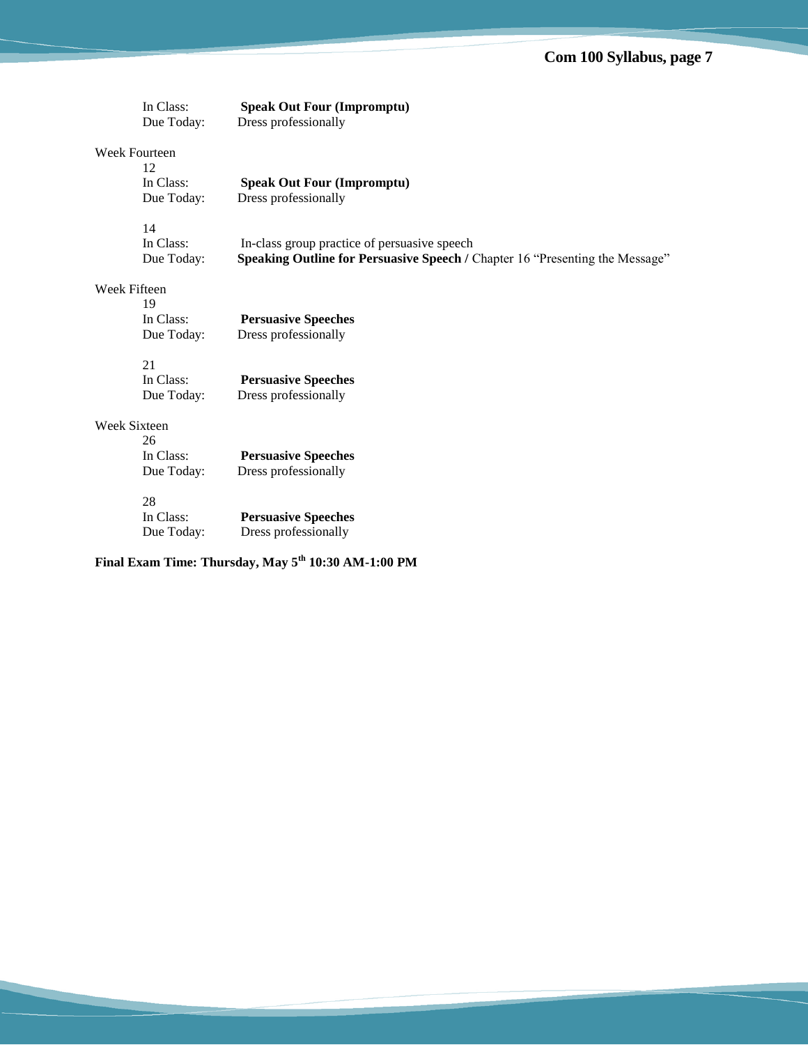In Class: **Speak Out Four (Impromptu)**
Due Today: Dress professionally

Week Fourteen

12
In Class: **Speak Out Four (Impromptu)**
Due Today: Dress professionally

14
In Class: In-class group practice of persuasive speech
Due Today: **Speaking Outline for Persuasive Speech /** Chapter 16 "Presenting the Message"

Week Fifteen

19
In Class: **Persuasive Speeches**
Due Today: Dress professionally

21
In Class: **Persuasive Speeches**
Due Today: Dress professionally

Week Sixteen

26
In Class: **Persuasive Speeches**
Due Today: Dress professionally

28
In Class: **Persuasive Speeches**
Due Today: Dress professionally

**Final Exam Time: Thursday, May 5th 10:30 AM-1:00 PM**